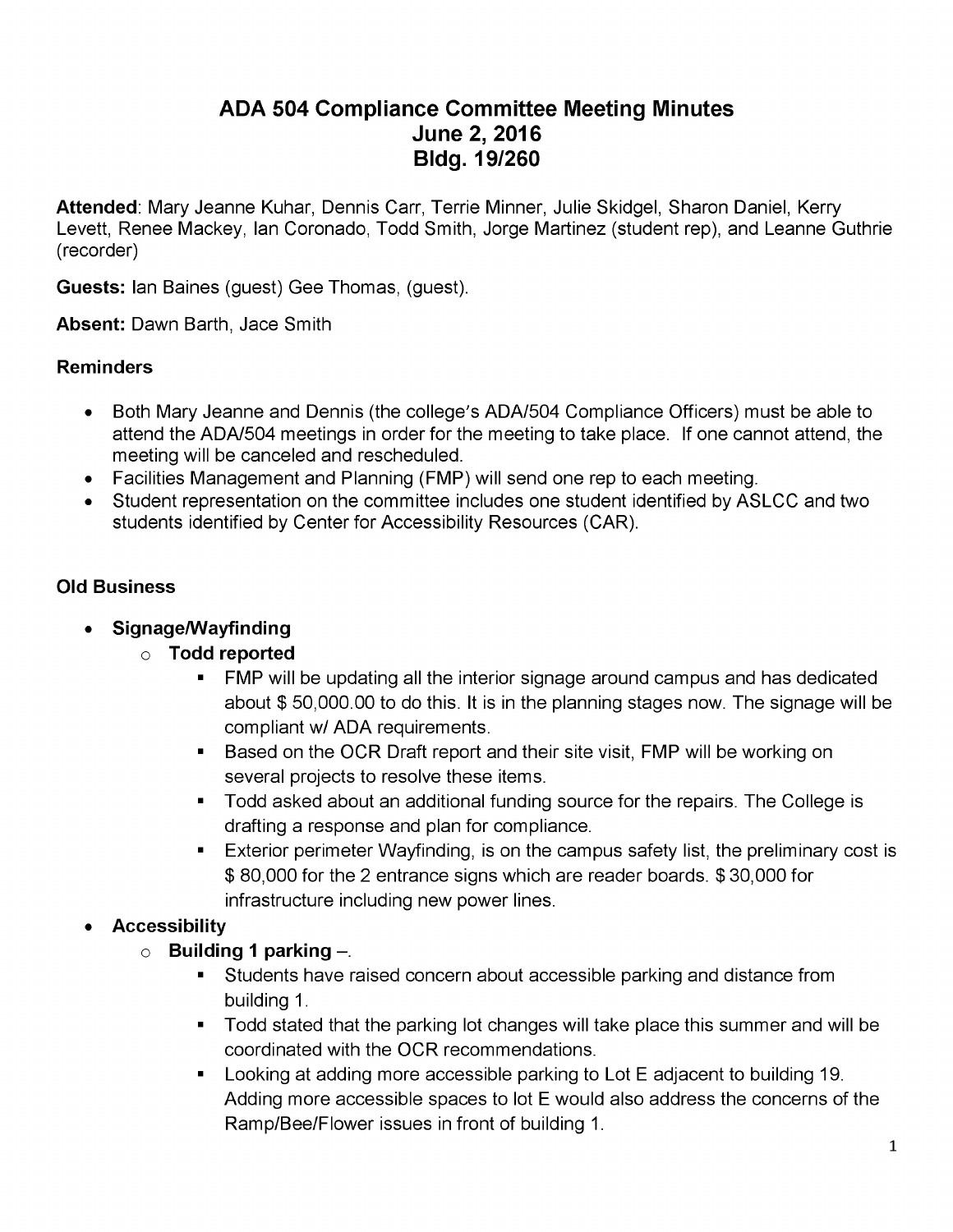# ADA 504 Compliance Committee Meeting Minutes
## June 2, 2016
## Bldg. 19/260

**Attended**: Mary Jeanne Kuhar, Dennis Carr, Terrie Minner, Julie Skidgel, Sharon Daniel, Kerry Levett, Renee Mackey, Ian Coronado, Todd Smith, Jorge Martinez (student rep), and Leanne Guthrie (recorder)

**Guests:** Ian Baines (guest) Gee Thomas, (guest).

**Absent:** Dawn Barth, Jace Smith

**Reminders**

- Both Mary Jeanne and Dennis (the college's ADA/504 Compliance Officers) must be able to attend the ADA/504 meetings in order for the meeting to take place. If one cannot attend, the meeting will be canceled and rescheduled.
- Facilities Management and Planning (FMP) will send one rep to each meeting.
- Student representation on the committee includes one student identified by ASLCC and two students identified by Center for Accessibility Resources (CAR).

**Old Business**

- **Signage/Wayfinding**
  - **Todd reported**
    - FMP will be updating all the interior signage around campus and has dedicated about $ 50,000.00 to do this. It is in the planning stages now. The signage will be compliant w/ ADA requirements.
    - Based on the OCR Draft report and their site visit, FMP will be working on several projects to resolve these items.
    - Todd asked about an additional funding source for the repairs. The College is drafting a response and plan for compliance.
    - Exterior perimeter Wayfinding, is on the campus safety list, the preliminary cost is $ 80,000 for the 2 entrance signs which are reader boards. $ 30,000 for infrastructure including new power lines.
- **Accessibility**
  - **Building 1 parking** –.
    - Students have raised concern about accessible parking and distance from building 1.
    - Todd stated that the parking lot changes will take place this summer and will be coordinated with the OCR recommendations.
    - Looking at adding more accessible parking to Lot E adjacent to building 19. Adding more accessible spaces to lot E would also address the concerns of the Ramp/Bee/Flower issues in front of building 1.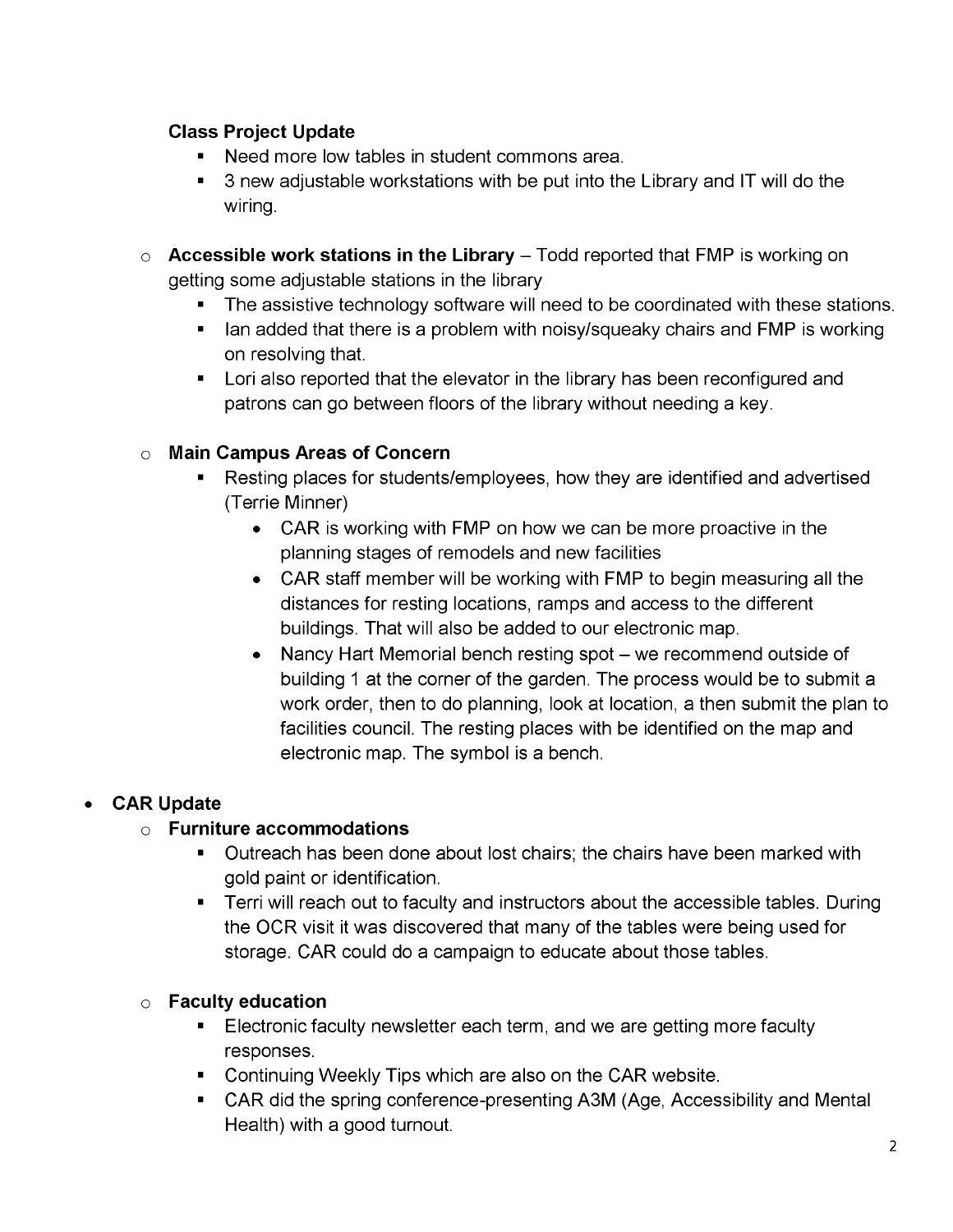**Class Project Update**

- Need more low tables in student commons area.
- 3 new adjustable workstations with be put into the Library and IT will do the wiring.

- **Accessible work stations in the Library** – Todd reported that FMP is working on getting some adjustable stations in the library
    - The assistive technology software will need to be coordinated with these stations.
    - Ian added that there is a problem with noisy/squeaky chairs and FMP is working on resolving that.
    - Lori also reported that the elevator in the library has been reconfigured and patrons can go between floors of the library without needing a key.

- **Main Campus Areas of Concern**
    - Resting places for students/employees, how they are identified and advertised (Terrie Minner)
        - CAR is working with FMP on how we can be more proactive in the planning stages of remodels and new facilities
        - CAR staff member will be working with FMP to begin measuring all the distances for resting locations, ramps and access to the different buildings. That will also be added to our electronic map.
        - Nancy Hart Memorial bench resting spot – we recommend outside of building 1 at the corner of the garden. The process would be to submit a work order, then to do planning, look at location, a then submit the plan to facilities council. The resting places with be identified on the map and electronic map. The symbol is a bench.

- **CAR Update**
    - **Furniture accommodations**
        - Outreach has been done about lost chairs; the chairs have been marked with gold paint or identification.
        - Terri will reach out to faculty and instructors about the accessible tables. During the OCR visit it was discovered that many of the tables were being used for storage. CAR could do a campaign to educate about those tables.
    - **Faculty education**
        - Electronic faculty newsletter each term, and we are getting more faculty responses.
        - Continuing Weekly Tips which are also on the CAR website.
        - CAR did the spring conference-presenting A3M (Age, Accessibility and Mental Health) with a good turnout.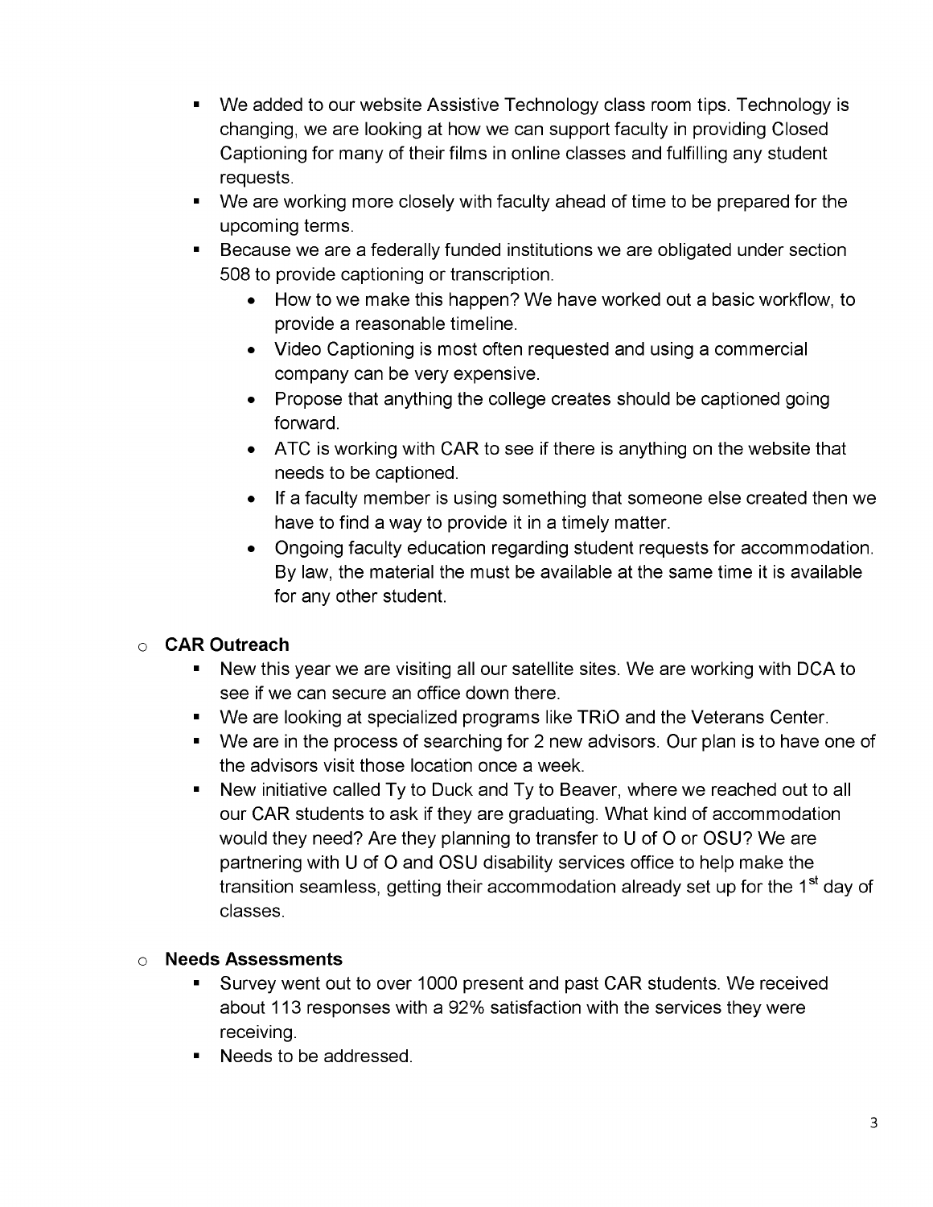- We added to our website Assistive Technology class room tips. Technology is changing, we are looking at how we can support faculty in providing Closed Captioning for many of their films in online classes and fulfilling any student requests.
- We are working more closely with faculty ahead of time to be prepared for the upcoming terms.
- Because we are a federally funded institutions we are obligated under section 508 to provide captioning or transcription.
  - How to we make this happen? We have worked out a basic workflow, to provide a reasonable timeline.
  - Video Captioning is most often requested and using a commercial company can be very expensive.
  - Propose that anything the college creates should be captioned going forward.
  - ATC is working with CAR to see if there is anything on the website that needs to be captioned.
  - If a faculty member is using something that someone else created then we have to find a way to provide it in a timely matter.
  - Ongoing faculty education regarding student requests for accommodation. By law, the material the must be available at the same time it is available for any other student.

- **CAR Outreach**
  - New this year we are visiting all our satellite sites. We are working with DCA to see if we can secure an office down there.
  - We are looking at specialized programs like TRiO and the Veterans Center.
  - We are in the process of searching for 2 new advisors. Our plan is to have one of the advisors visit those location once a week.
  - New initiative called Ty to Duck and Ty to Beaver, where we reached out to all our CAR students to ask if they are graduating. What kind of accommodation would they need? Are they planning to transfer to U of O or OSU? We are partnering with U of O and OSU disability services office to help make the transition seamless, getting their accommodation already set up for the 1st day of classes.

- **Needs Assessments**
  - Survey went out to over 1000 present and past CAR students. We received about 113 responses with a 92% satisfaction with the services they were receiving.
  - Needs to be addressed.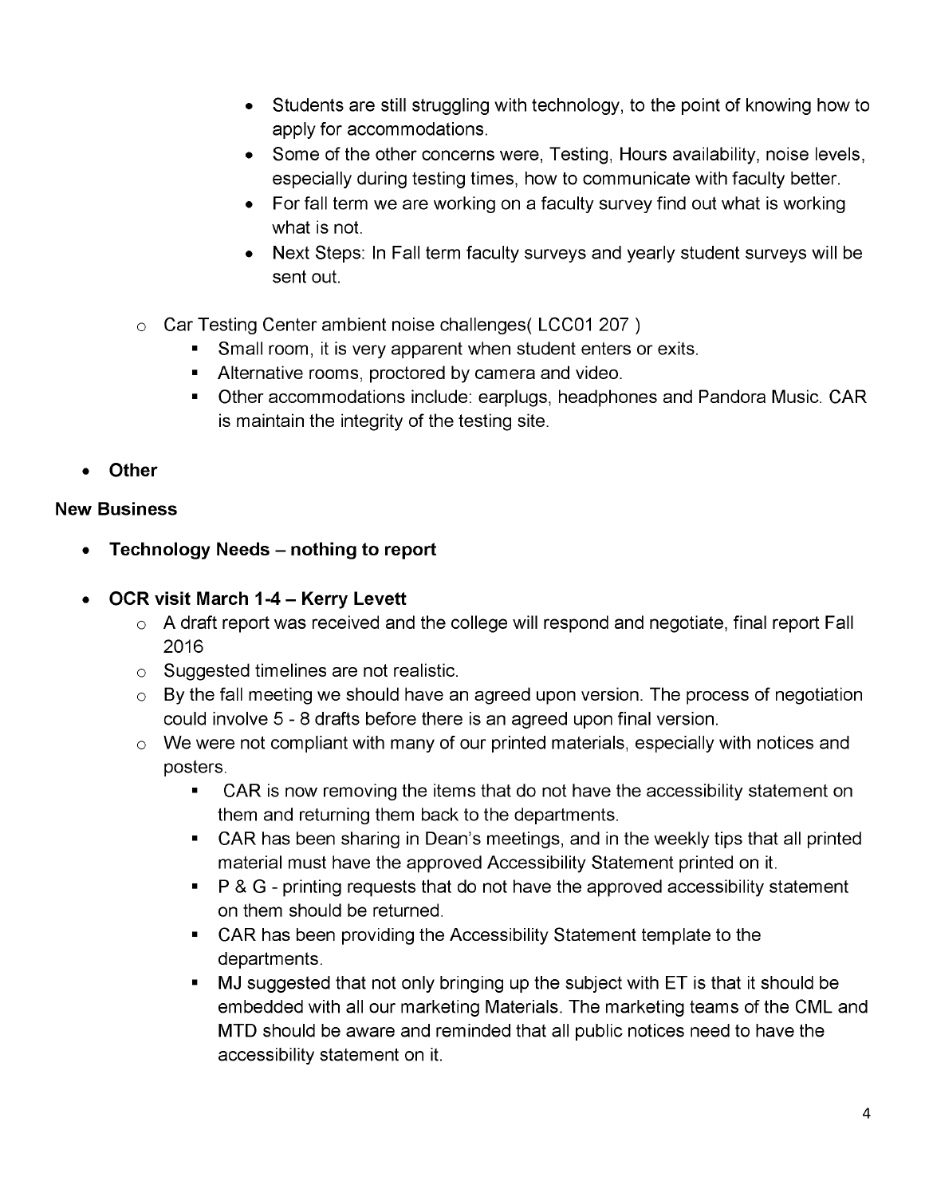- Students are still struggling with technology, to the point of knowing how to apply for accommodations.
    - Some of the other concerns were, Testing, Hours availability, noise levels, especially during testing times, how to communicate with faculty better.
    - For fall term we are working on a faculty survey find out what is working what is not.
    - Next Steps: In Fall term faculty surveys and yearly student surveys will be sent out.

  - Car Testing Center ambient noise challenges( LCC01 207 )
    - Small room, it is very apparent when student enters or exits.
    - Alternative rooms, proctored by camera and video.
    - Other accommodations include: earplugs, headphones and Pandora Music. CAR is maintain the integrity of the testing site.

- **Other**

**New Business**

- **Technology Needs – nothing to report**

- **OCR visit March 1-4 – Kerry Levett**
  - A draft report was received and the college will respond and negotiate, final report Fall 2016
  - Suggested timelines are not realistic.
  - By the fall meeting we should have an agreed upon version. The process of negotiation could involve 5 - 8 drafts before there is an agreed upon final version.
  - We were not compliant with many of our printed materials, especially with notices and posters.
    - CAR is now removing the items that do not have the accessibility statement on them and returning them back to the departments.
    - CAR has been sharing in Dean's meetings, and in the weekly tips that all printed material must have the approved Accessibility Statement printed on it.
    - P & G - printing requests that do not have the approved accessibility statement on them should be returned.
    - CAR has been providing the Accessibility Statement template to the departments.
    - MJ suggested that not only bringing up the subject with ET is that it should be embedded with all our marketing Materials. The marketing teams of the CML and MTD should be aware and reminded that all public notices need to have the accessibility statement on it.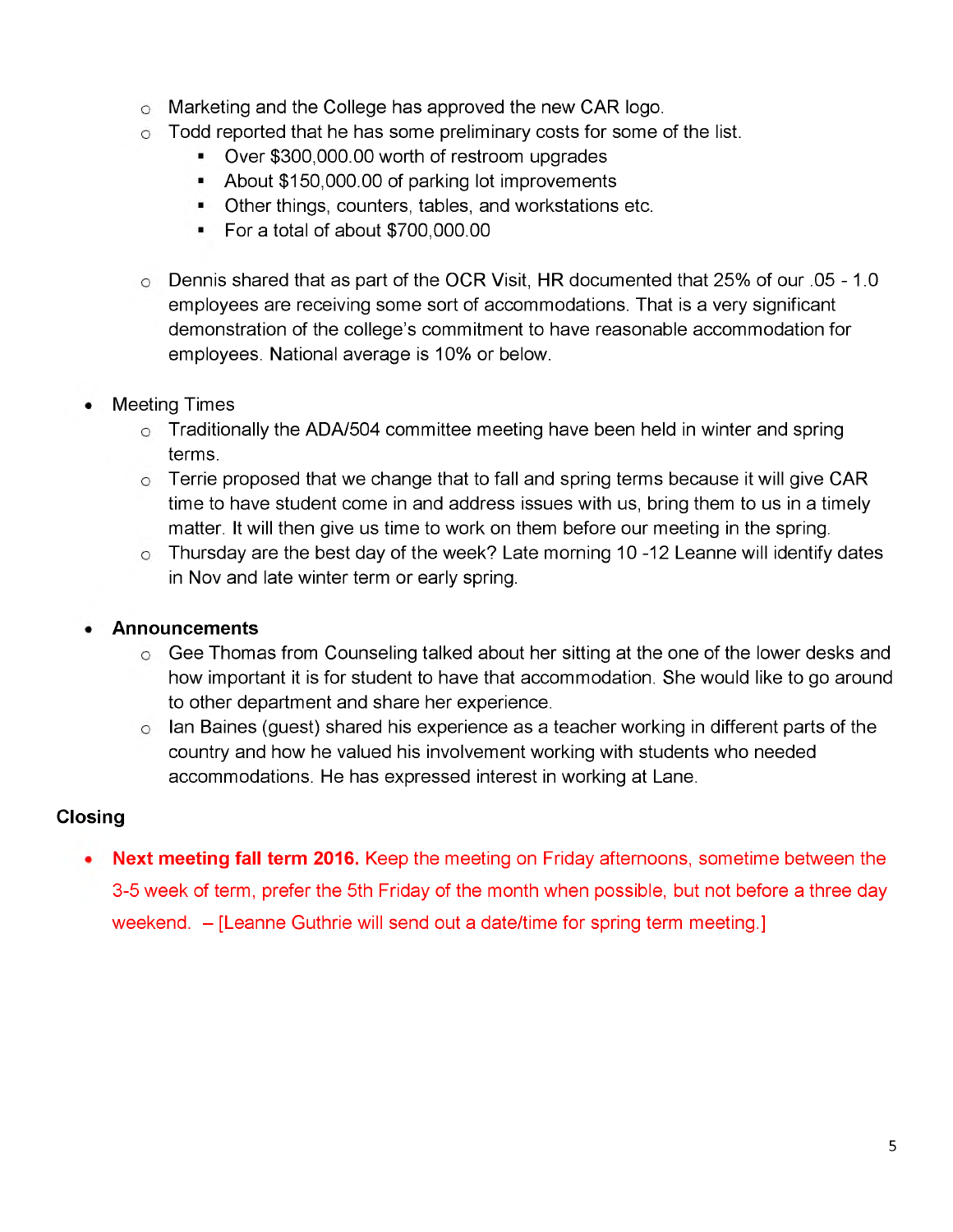- Marketing and the College has approved the new CAR logo.
  - Todd reported that he has some preliminary costs for some of the list.
    - Over $300,000.00 worth of restroom upgrades
    - About $150,000.00 of parking lot improvements
    - Other things, counters, tables, and workstations etc.
    - For a total of about $700,000.00

  - Dennis shared that as part of the OCR Visit, HR documented that 25% of our .05 - 1.0 employees are receiving some sort of accommodations. That is a very significant demonstration of the college's commitment to have reasonable accommodation for employees. National average is 10% or below.

- Meeting Times
  - Traditionally the ADA/504 committee meeting have been held in winter and spring terms.
  - Terrie proposed that we change that to fall and spring terms because it will give CAR time to have student come in and address issues with us, bring them to us in a timely matter. It will then give us time to work on them before our meeting in the spring.
  - Thursday are the best day of the week? Late morning 10 -12 Leanne will identify dates in Nov and late winter term or early spring.

- **Announcements**
  - Gee Thomas from Counseling talked about her sitting at the one of the lower desks and how important it is for student to have that accommodation. She would like to go around to other department and share her experience.
  - Ian Baines (guest) shared his experience as a teacher working in different parts of the country and how he valued his involvement working with students who needed accommodations. He has expressed interest in working at Lane.

**Closing**

- **Next meeting fall term 2016.** Keep the meeting on Friday afternoons, sometime between the 3-5 week of term, prefer the 5th Friday of the month when possible, but not before a three day weekend. – [Leanne Guthrie will send out a date/time for spring term meeting.]